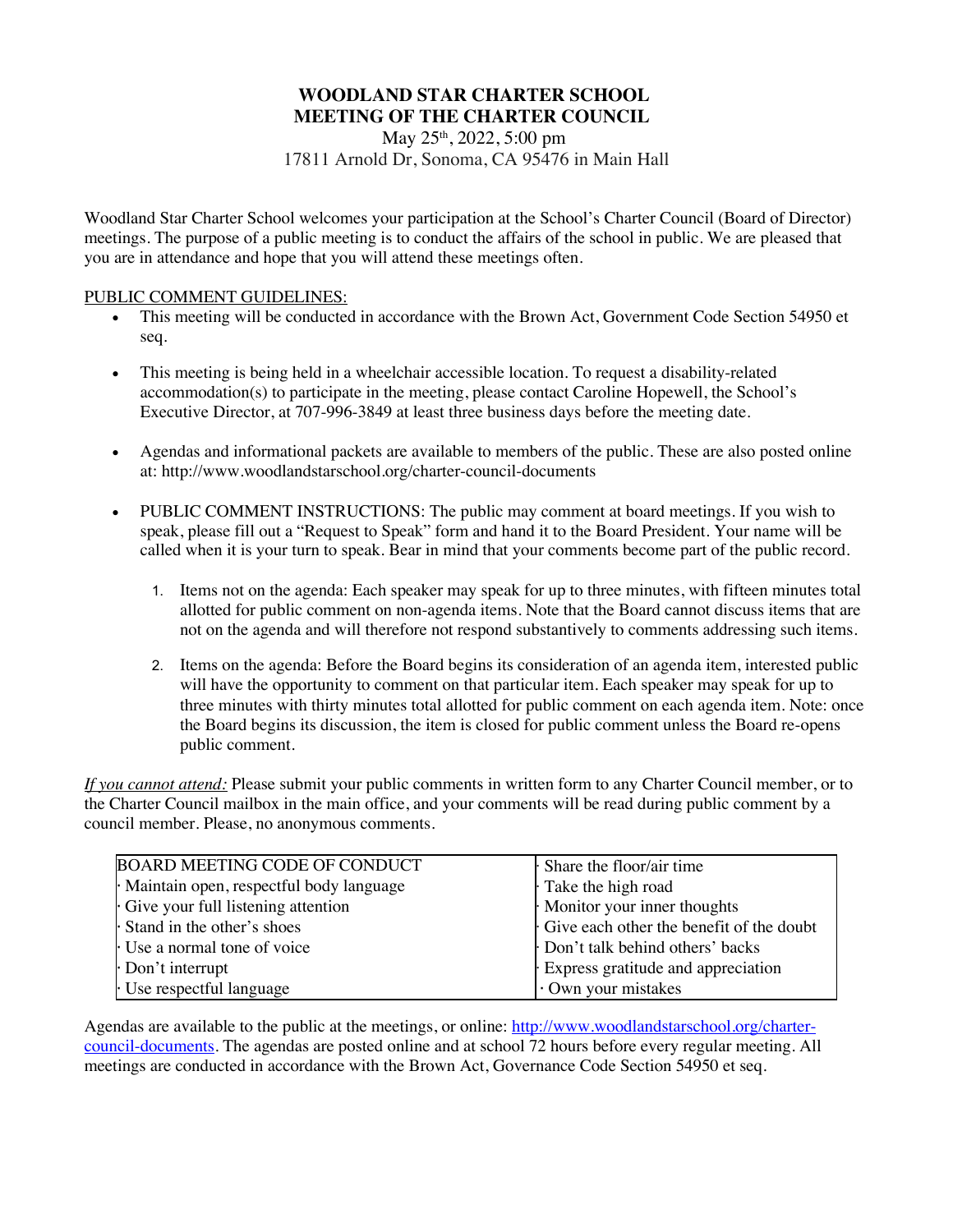# WOODLAND STAR CHARTER SCHOOL
# MEETING OF THE CHARTER COUNCIL

May 25th, 2022, 5:00 pm
17811 Arnold Dr, Sonoma, CA 95476 in Main Hall

Woodland Star Charter School welcomes your participation at the School's Charter Council (Board of Director) meetings. The purpose of a public meeting is to conduct the affairs of the school in public. We are pleased that you are in attendance and hope that you will attend these meetings often.

PUBLIC COMMENT GUIDELINES:

- This meeting will be conducted in accordance with the Brown Act, Government Code Section 54950 et seq.
- This meeting is being held in a wheelchair accessible location. To request a disability-related accommodation(s) to participate in the meeting, please contact Caroline Hopewell, the School's Executive Director, at 707-996-3849 at least three business days before the meeting date.
- Agendas and informational packets are available to members of the public. These are also posted online at: http://www.woodlandstarschool.org/charter-council-documents
- PUBLIC COMMENT INSTRUCTIONS: The public may comment at board meetings. If you wish to speak, please fill out a "Request to Speak" form and hand it to the Board President. Your name will be called when it is your turn to speak. Bear in mind that your comments become part of the public record.
    1. Items not on the agenda: Each speaker may speak for up to three minutes, with fifteen minutes total allotted for public comment on non-agenda items. Note that the Board cannot discuss items that are not on the agenda and will therefore not respond substantively to comments addressing such items.
    2. Items on the agenda: Before the Board begins its consideration of an agenda item, interested public will have the opportunity to comment on that particular item. Each speaker may speak for up to three minutes with thirty minutes total allotted for public comment on each agenda item. Note: once the Board begins its discussion, the item is closed for public comment unless the Board re-opens public comment.

*If you cannot attend:* Please submit your public comments in written form to any Charter Council member, or to the Charter Council mailbox in the main office, and your comments will be read during public comment by a council member. Please, no anonymous comments.

| BOARD MEETING CODE OF CONDUCT | · Share the floor/air time |
|---|---|
| · Maintain open, respectful body language | · Take the high road |
| · Give your full listening attention | · Monitor your inner thoughts |
| · Stand in the other's shoes | · Give each other the benefit of the doubt |
| · Use a normal tone of voice | · Don't talk behind others' backs |
| · Don't interrupt | · Express gratitude and appreciation |
| · Use respectful language | · Own your mistakes |

Agendas are available to the public at the meetings, or online: http://www.woodlandstarschool.org/charter-council-documents. The agendas are posted online and at school 72 hours before every regular meeting. All meetings are conducted in accordance with the Brown Act, Governance Code Section 54950 et seq.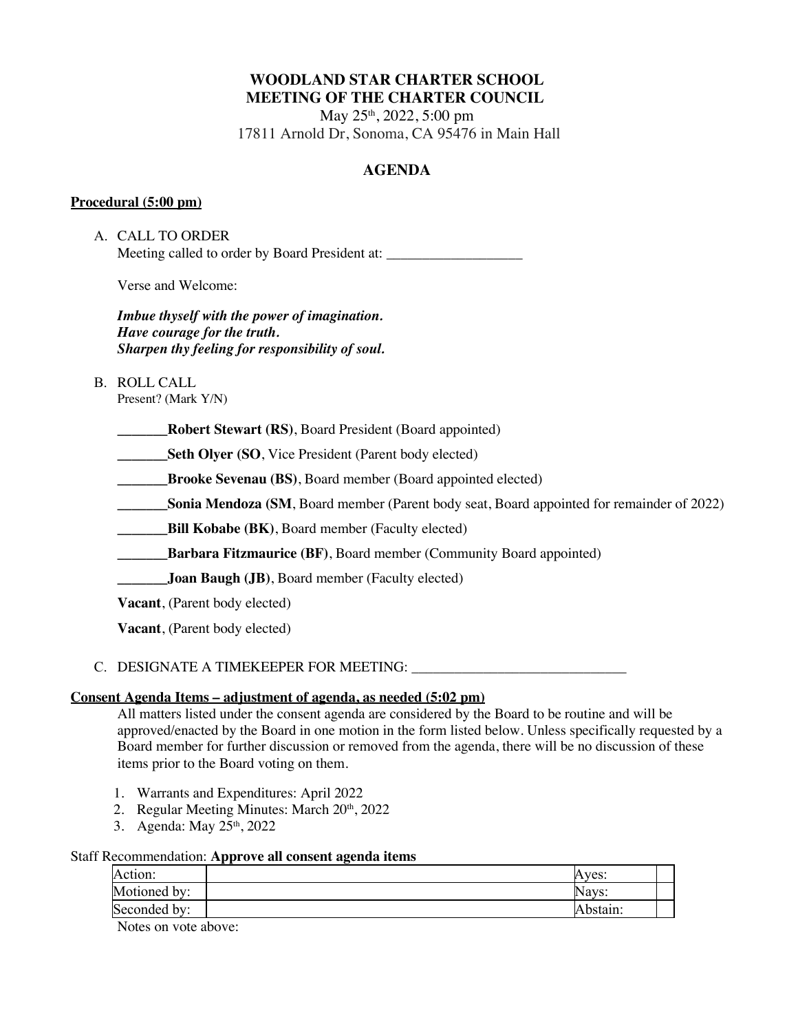# WOODLAND STAR CHARTER SCHOOL
# MEETING OF THE CHARTER COUNCIL

May 25th, 2022, 5:00 pm
17811 Arnold Dr, Sonoma, CA 95476 in Main Hall

## AGENDA

### Procedural (5:00 pm)

A. CALL TO ORDER
Meeting called to order by Board President at: ___________________

Verse and Welcome:

***Imbue thyself with the power of imagination.***
***Have courage for the truth.***
***Sharpen thy feeling for responsibility of soul.***

B. ROLL CALL
Present? (Mark Y/N)

_______**Robert Stewart (RS)**, Board President (Board appointed)

_______**Seth Olyer (SO**, Vice President (Parent body elected)

_______**Brooke Sevenau (BS)**, Board member (Board appointed elected)

_______**Sonia Mendoza (SM**, Board member (Parent body seat, Board appointed for remainder of 2022)

_______**Bill Kobabe (BK)**, Board member (Faculty elected)

_______**Barbara Fitzmaurice (BF)**, Board member (Community Board appointed)

_______**Joan Baugh (JB)**, Board member (Faculty elected)

**Vacant**, (Parent body elected)

**Vacant**, (Parent body elected)

C. DESIGNATE A TIMEKEEPER FOR MEETING: ______________________________

### Consent Agenda Items – adjustment of agenda, as needed (5:02 pm)

All matters listed under the consent agenda are considered by the Board to be routine and will be approved/enacted by the Board in one motion in the form listed below. Unless specifically requested by a Board member for further discussion or removed from the agenda, there will be no discussion of these items prior to the Board voting on them.

1. Warrants and Expenditures: April 2022
2. Regular Meeting Minutes: March 20th, 2022
3. Agenda: May 25th, 2022

Staff Recommendation: **Approve all consent agenda items**

| Action: | | Ayes: | |
|---|---|---|---|
| Motioned by: | | Nays: | |
| Seconded by: | | Abstain: | |

Notes on vote above: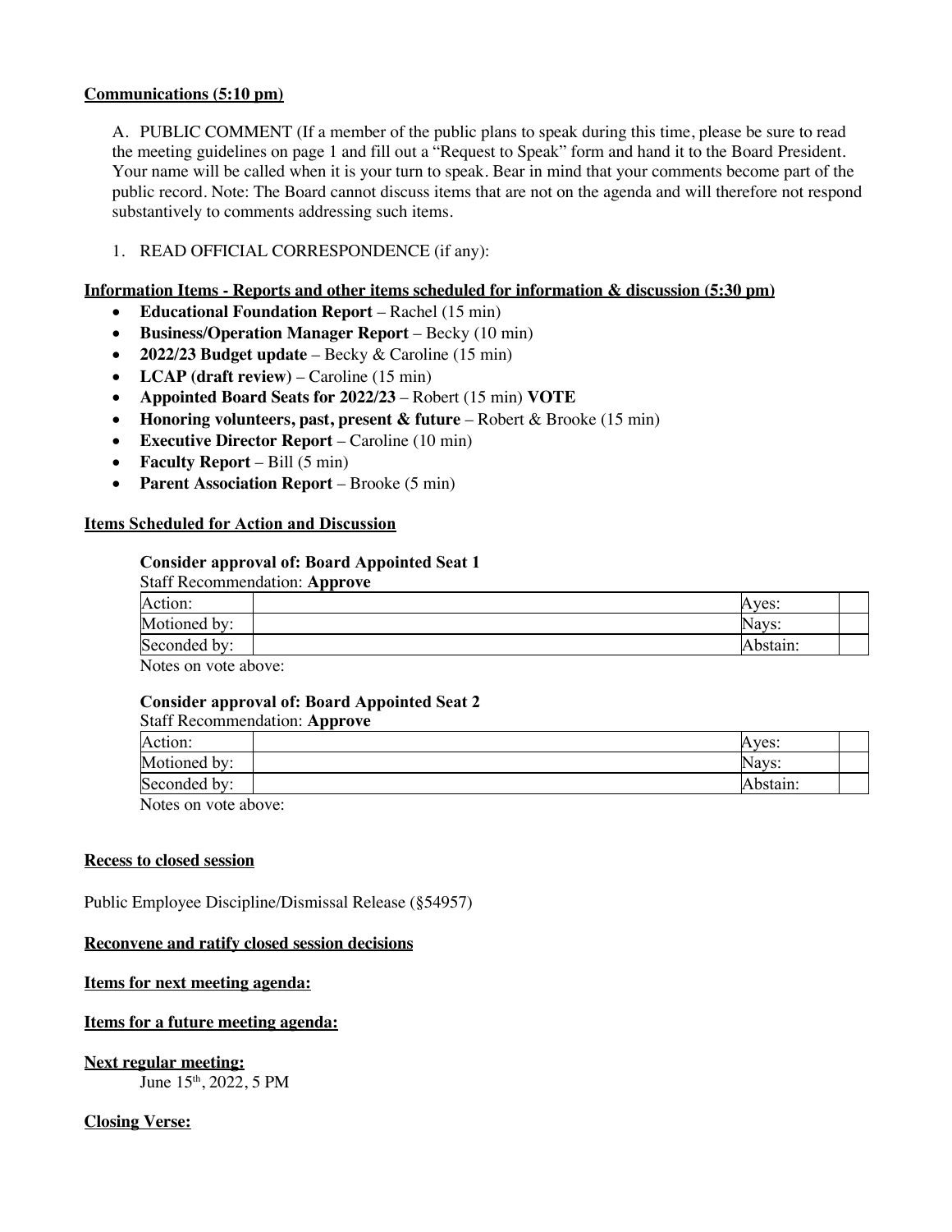**Communications (5:10 pm)**

A. PUBLIC COMMENT (If a member of the public plans to speak during this time, please be sure to read the meeting guidelines on page 1 and fill out a "Request to Speak" form and hand it to the Board President. Your name will be called when it is your turn to speak. Bear in mind that your comments become part of the public record. Note: The Board cannot discuss items that are not on the agenda and will therefore not respond substantively to comments addressing such items.

1. READ OFFICIAL CORRESPONDENCE (if any):

**Information Items - Reports and other items scheduled for information & discussion (5:30 pm)**

- **Educational Foundation Report** – Rachel (15 min)
- **Business/Operation Manager Report** – Becky (10 min)
- **2022/23 Budget update** – Becky & Caroline (15 min)
- **LCAP (draft review)** – Caroline (15 min)
- **Appointed Board Seats for 2022/23** – Robert (15 min) **VOTE**
- **Honoring volunteers, past, present & future** – Robert & Brooke (15 min)
- **Executive Director Report** – Caroline (10 min)
- **Faculty Report** – Bill (5 min)
- **Parent Association Report** – Brooke (5 min)

**Items Scheduled for Action and Discussion**

**Consider approval of: Board Appointed Seat 1**

Staff Recommendation: **Approve**

| Action: | | Ayes: | |
|---|---|---|---|
| Motioned by: | | Nays: | |
| Seconded by: | | Abstain: | |

Notes on vote above:

**Consider approval of: Board Appointed Seat 2**

Staff Recommendation: **Approve**

| Action: | | Ayes: | |
|---|---|---|---|
| Motioned by: | | Nays: | |
| Seconded by: | | Abstain: | |

Notes on vote above:

**Recess to closed session**

Public Employee Discipline/Dismissal Release (§54957)

**Reconvene and ratify closed session decisions**

**Items for next meeting agenda:**

**Items for a future meeting agenda:**

**Next regular meeting:**

June 15th, 2022, 5 PM

**Closing Verse:**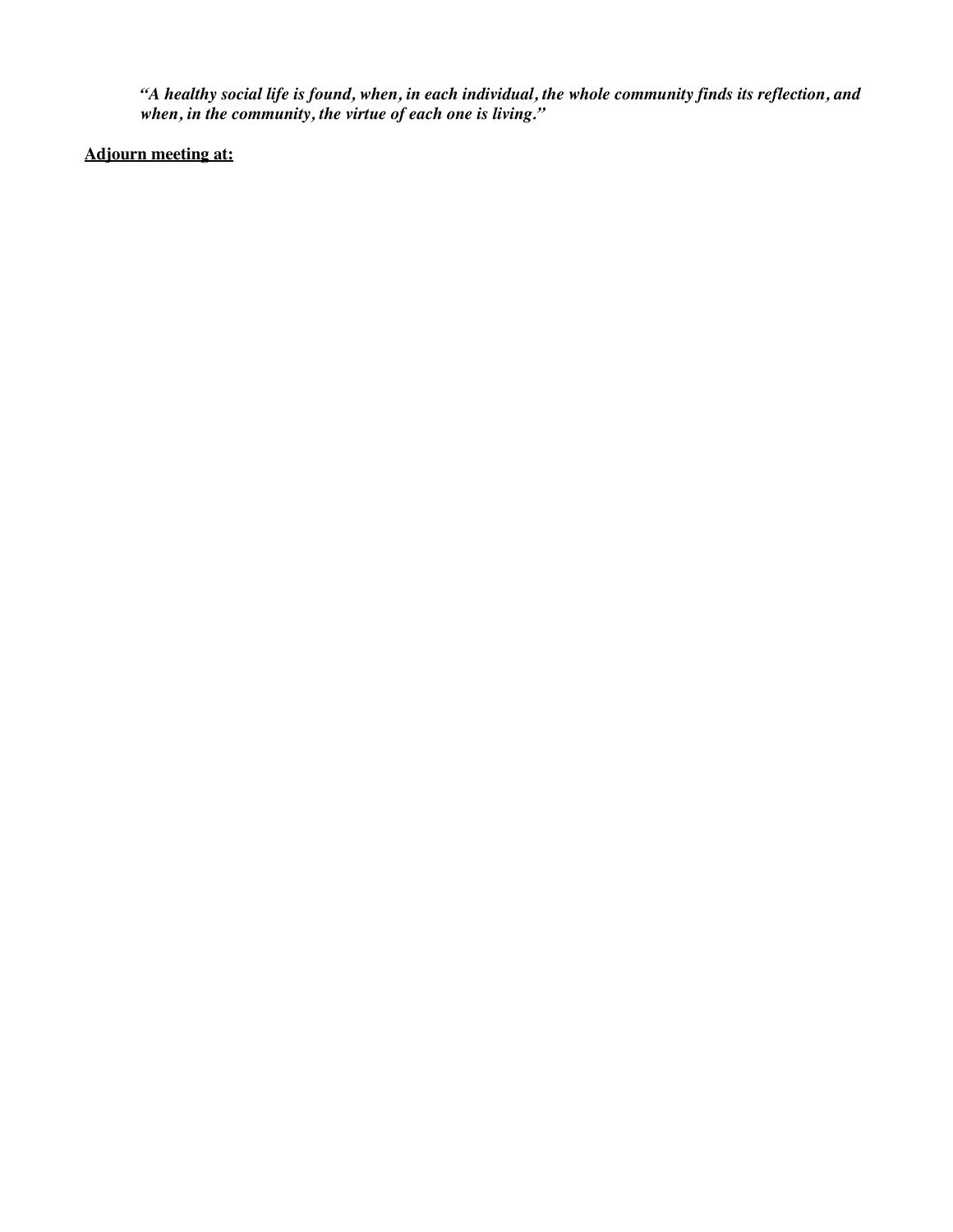***"A healthy social life is found, when, in each individual, the whole community finds its reflection, and when, in the community, the virtue of each one is living."***

**Adjourn meeting at:**